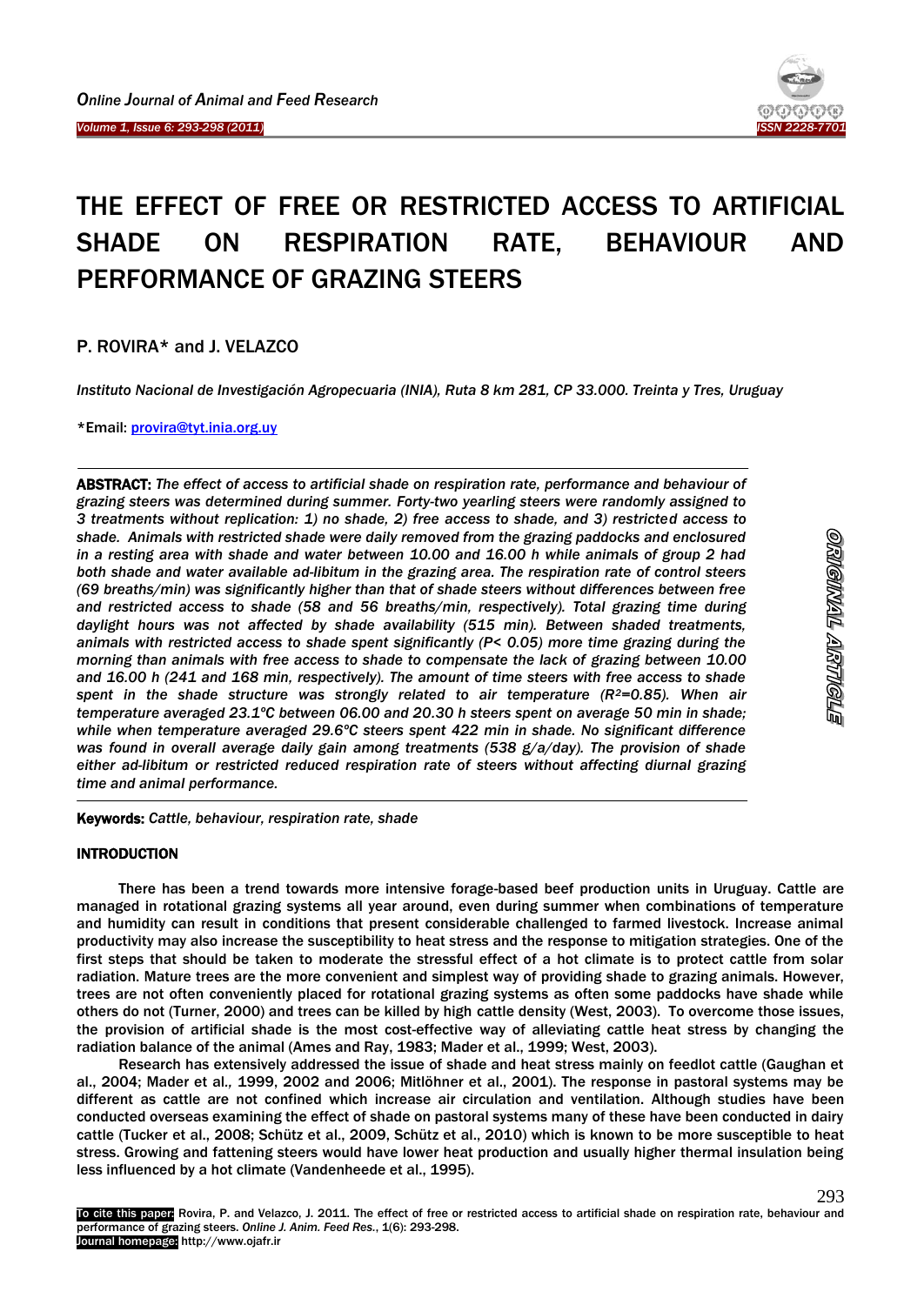# THE EFFECT OF FREE OR RESTRICTED ACCESS TO ARTIFICIAL SHADE ON RESPIRATION RATE, BEHAVIOUR AND PERFORMANCE OF GRAZING STEERS

P. ROVIRA* and J. VELAZCO

*Instituto Nacional de Investigación Agropecuaria (INIA), Ruta 8 km 281, CP 33.000. Treinta y Tres, Uruguay*

*Email: provira@tyt.inia.org.uy

**ABSTRACT:** *The effect of access to artificial shade on respiration rate, performance and behaviour of grazing steers was determined during summer. Forty-two yearling steers were randomly assigned to 3 treatments without replication: 1) no shade, 2) free access to shade, and 3) restricted access to shade. Animals with restricted shade were daily removed from the grazing paddocks and enclosured in a resting area with shade and water between 10.00 and 16.00 h while animals of group 2 had both shade and water available ad-libitum in the grazing area. The respiration rate of control steers (69 breaths/min) was significantly higher than that of shade steers without differences between free and restricted access to shade (58 and 56 breaths/min, respectively). Total grazing time during daylight hours was not affected by shade availability (515 min). Between shaded treatments, animals with restricted access to shade spent significantly ($P< 0.05$) more time grazing during the morning than animals with free access to shade to compensate the lack of grazing between 10.00 and 16.00 h (241 and 168 min, respectively). The amount of time steers with free access to shade spent in the shade structure was strongly related to air temperature ($R^2$=0.85). When air temperature averaged 23.1ºC between 06.00 and 20.30 h steers spent on average 50 min in shade; while when temperature averaged 29.6ºC steers spent 422 min in shade. No significant difference was found in overall average daily gain among treatments (538 g/a/day). The provision of shade either ad-libitum or restricted reduced respiration rate of steers without affecting diurnal grazing time and animal performance.*

**Keywords:** *Cattle, behaviour, respiration rate, shade*

## INTRODUCTION

There has been a trend towards more intensive forage-based beef production units in Uruguay. Cattle are managed in rotational grazing systems all year around, even during summer when combinations of temperature and humidity can result in conditions that present considerable challenged to farmed livestock. Increase animal productivity may also increase the susceptibility to heat stress and the response to mitigation strategies. One of the first steps that should be taken to moderate the stressful effect of a hot climate is to protect cattle from solar radiation. Mature trees are the more convenient and simplest way of providing shade to grazing animals. However, trees are not often conveniently placed for rotational grazing systems as often some paddocks have shade while others do not (Turner, 2000) and trees can be killed by high cattle density (West, 2003). To overcome those issues, the provision of artificial shade is the most cost-effective way of alleviating cattle heat stress by changing the radiation balance of the animal (Ames and Ray, 1983; Mader et al., 1999; West, 2003).

Research has extensively addressed the issue of shade and heat stress mainly on feedlot cattle (Gaughan et al., 2004; Mader et al., 1999, 2002 and 2006; Mitlöhner et al., 2001). The response in pastoral systems may be different as cattle are not confined which increase air circulation and ventilation. Although studies have been conducted overseas examining the effect of shade on pastoral systems many of these have been conducted in dairy cattle (Tucker et al., 2008; Schütz et al., 2009, Schütz et al., 2010) which is known to be more susceptible to heat stress. Growing and fattening steers would have lower heat production and usually higher thermal insulation being less influenced by a hot climate (Vandenheede et al., 1995).

To cite this paper: Rovira, P. and Velazco, J. 2011. The effect of free or restricted access to artificial shade on respiration rate, behaviour and performance of grazing steers. *Online J. Anim. Feed Res.*, 1(6): 293-298.
Journal homepage: http://www.ojafr.ir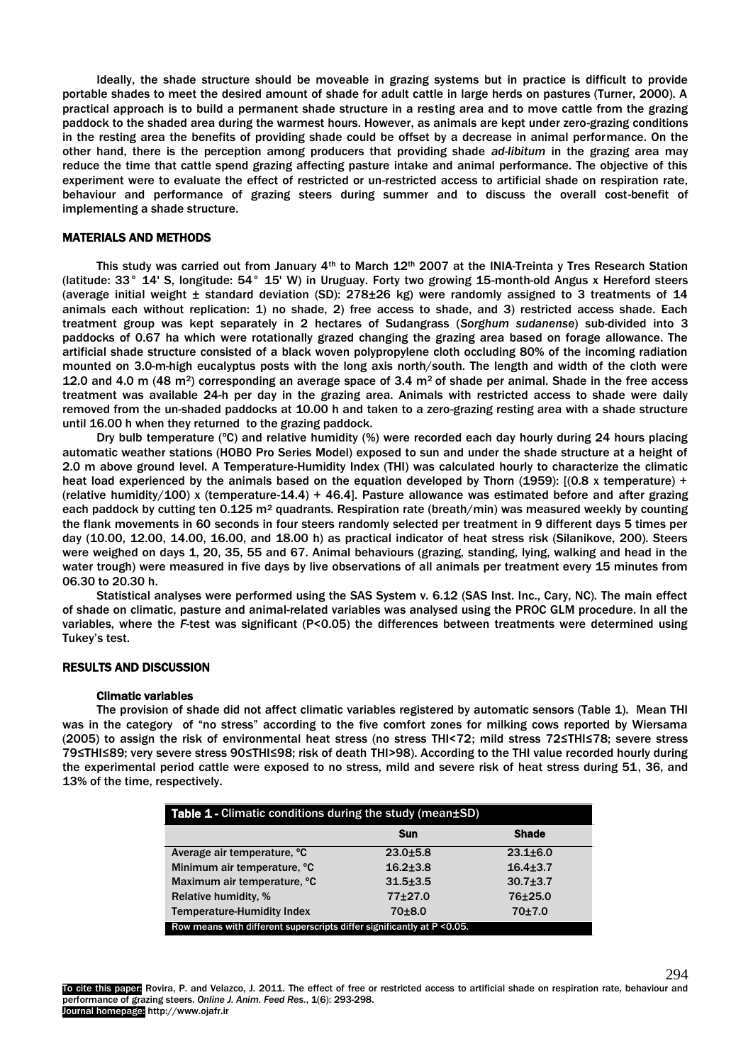Ideally, the shade structure should be moveable in grazing systems but in practice is difficult to provide portable shades to meet the desired amount of shade for adult cattle in large herds on pastures (Turner, 2000). A practical approach is to build a permanent shade structure in a resting area and to move cattle from the grazing paddock to the shaded area during the warmest hours. However, as animals are kept under zero-grazing conditions in the resting area the benefits of providing shade could be offset by a decrease in animal performance. On the other hand, there is the perception among producers that providing shade *ad-libitum* in the grazing area may reduce the time that cattle spend grazing affecting pasture intake and animal performance. The objective of this experiment were to evaluate the effect of restricted or un-restricted access to artificial shade on respiration rate, behaviour and performance of grazing steers during summer and to discuss the overall cost-benefit of implementing a shade structure.

## MATERIALS AND METHODS

This study was carried out from January 4th to March 12th 2007 at the INIA-Treinta y Tres Research Station (latitude: 33° 14' S, longitude: 54° 15' W) in Uruguay. Forty two growing 15-month-old Angus x Hereford steers (average initial weight ± standard deviation (SD): 278±26 kg) were randomly assigned to 3 treatments of 14 animals each without replication: 1) no shade, 2) free access to shade, and 3) restricted access shade. Each treatment group was kept separately in 2 hectares of Sudangrass (*Sorghum sudanense*) sub-divided into 3 paddocks of 0.67 ha which were rotationally grazed changing the grazing area based on forage allowance. The artificial shade structure consisted of a black woven polypropylene cloth occluding 80% of the incoming radiation mounted on 3.0-m-high eucalyptus posts with the long axis north/south. The length and width of the cloth were 12.0 and 4.0 m (48 $m^2$) corresponding an average space of 3.4 $m^2$ of shade per animal. Shade in the free access treatment was available 24-h per day in the grazing area. Animals with restricted access to shade were daily removed from the un-shaded paddocks at 10.00 h and taken to a zero-grazing resting area with a shade structure until 16.00 h when they returned to the grazing paddock.

Dry bulb temperature (ºC) and relative humidity (%) were recorded each day hourly during 24 hours placing automatic weather stations (HOBO Pro Series Model) exposed to sun and under the shade structure at a height of 2.0 m above ground level. A Temperature-Humidity Index (THI) was calculated hourly to characterize the climatic heat load experienced by the animals based on the equation developed by Thorn (1959): [(0.8 x temperature) + (relative humidity/100) x (temperature-14.4) + 46.4]. Pasture allowance was estimated before and after grazing each paddock by cutting ten 0.125 $m^2$ quadrants. Respiration rate (breath/min) was measured weekly by counting the flank movements in 60 seconds in four steers randomly selected per treatment in 9 different days 5 times per day (10.00, 12.00, 14.00, 16.00, and 18.00 h) as practical indicator of heat stress risk (Silanikove, 200). Steers were weighed on days 1, 20, 35, 55 and 67. Animal behaviours (grazing, standing, lying, walking and head in the water trough) were measured in five days by live observations of all animals per treatment every 15 minutes from 06.30 to 20.30 h.

Statistical analyses were performed using the SAS System v. 6.12 (SAS Inst. Inc., Cary, NC). The main effect of shade on climatic, pasture and animal-related variables was analysed using the PROC GLM procedure. In all the variables, where the *F*-test was significant ($P<0.05$) the differences between treatments were determined using Tukey's test.

## RESULTS AND DISCUSSION

### Climatic variables

The provision of shade did not affect climatic variables registered by automatic sensors (Table 1). Mean THI was in the category of "no stress" according to the five comfort zones for milking cows reported by Wiersama (2005) to assign the risk of environmental heat stress (no stress THI<72; mild stress 72≤THI≤78; severe stress 79≤THI≤89; very severe stress 90≤THI≤98; risk of death THI>98). According to the THI value recorded hourly during the experimental period cattle were exposed to no stress, mild and severe risk of heat stress during 51, 36, and 13% of the time, respectively.

**Table 1** - Climatic conditions during the study (mean±SD)

| | Sun | Shade |
|---|---|---|
| Average air temperature, ºC | 23.0±5.8 | 23.1±6.0 |
| Minimum air temperature, ºC | 16.2±3.8 | 16.4±3.7 |
| Maximum air temperature, ºC | 31.5±3.5 | 30.7±3.7 |
| Relative humidity, % | 77±27.0 | 76±25.0 |
| Temperature-Humidity Index | 70±8.0 | 70±7.0 |

Row means with different superscripts differ significantly at P <0.05.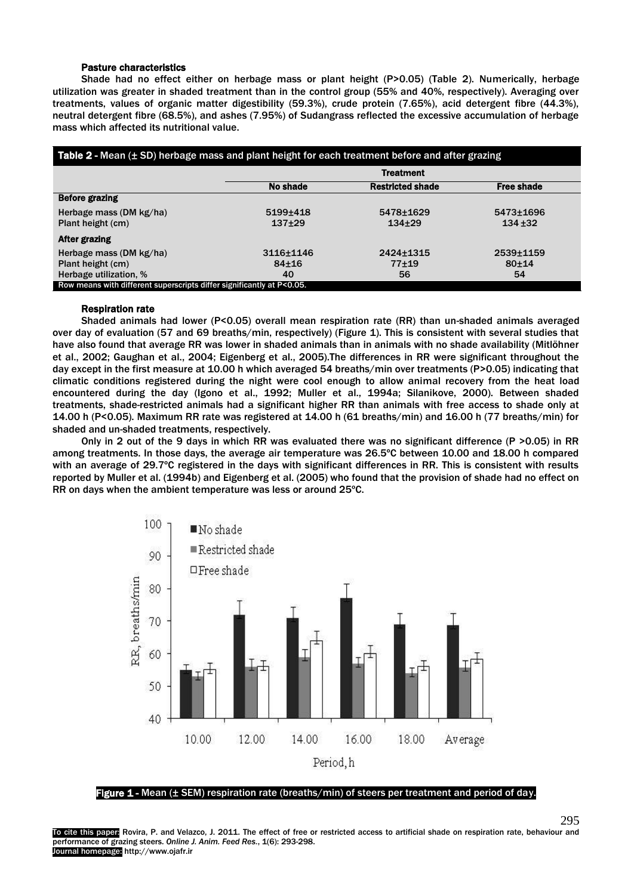### Pasture characteristics

Shade had no effect either on herbage mass or plant height (P>0.05) (Table 2). Numerically, herbage utilization was greater in shaded treatment than in the control group (55% and 40%, respectively). Averaging over treatments, values of organic matter digestibility (59.3%), crude protein (7.65%), acid detergent fibre (44.3%), neutral detergent fibre (68.5%), and ashes (7.95%) of Sudangrass reflected the excessive accumulation of herbage mass which affected its nutritional value.

**Table 2 -** Mean (± SD) herbage mass and plant height for each treatment before and after grazing

| | Treatment | | |
|---|---|---|---|
| | No shade | Restricted shade | Free shade |
| **Before grazing** | | | |
| Herbage mass (DM kg/ha) | 5199±418 | 5478±1629 | 5473±1696 |
| Plant height (cm) | 137±29 | 134±29 | 134 ±32 |
| **After grazing** | | | |
| Herbage mass (DM kg/ha) | 3116±1146 | 2424±1315 | 2539±1159 |
| Plant height (cm) | 84±16 | 77±19 | 80±14 |
| Herbage utilization, % | 40 | 56 | 54 |

Row means with different superscripts differ significantly at P<0.05.

### Respiration rate

Shaded animals had lower (P<0.05) overall mean respiration rate (RR) than un-shaded animals averaged over day of evaluation (57 and 69 breaths/min, respectively) (Figure 1). This is consistent with several studies that have also found that average RR was lower in shaded animals than in animals with no shade availability (Mitlöhner et al., 2002; Gaughan et al., 2004; Eigenberg et al., 2005).The differences in RR were significant throughout the day except in the first measure at 10.00 h which averaged 54 breaths/min over treatments (P>0.05) indicating that climatic conditions registered during the night were cool enough to allow animal recovery from the heat load encountered during the day (Igono et al., 1992; Muller et al., 1994a; Silanikove, 2000). Between shaded treatments, shade-restricted animals had a significant higher RR than animals with free access to shade only at 14.00 h (P<0.05). Maximum RR rate was registered at 14.00 h (61 breaths/min) and 16.00 h (77 breaths/min) for shaded and un-shaded treatments, respectively.

Only in 2 out of the 9 days in which RR was evaluated there was no significant difference (P >0.05) in RR among treatments. In those days, the average air temperature was 26.5ºC between 10.00 and 18.00 h compared with an average of 29.7ºC registered in the days with significant differences in RR. This is consistent with results reported by Muller et al. (1994b) and Eigenberg et al. (2005) who found that the provision of shade had no effect on RR on days when the ambient temperature was less or around 25ºC.

**Figure 1 -** Mean (± SEM) respiration rate (breaths/min) of steers per treatment and period of day.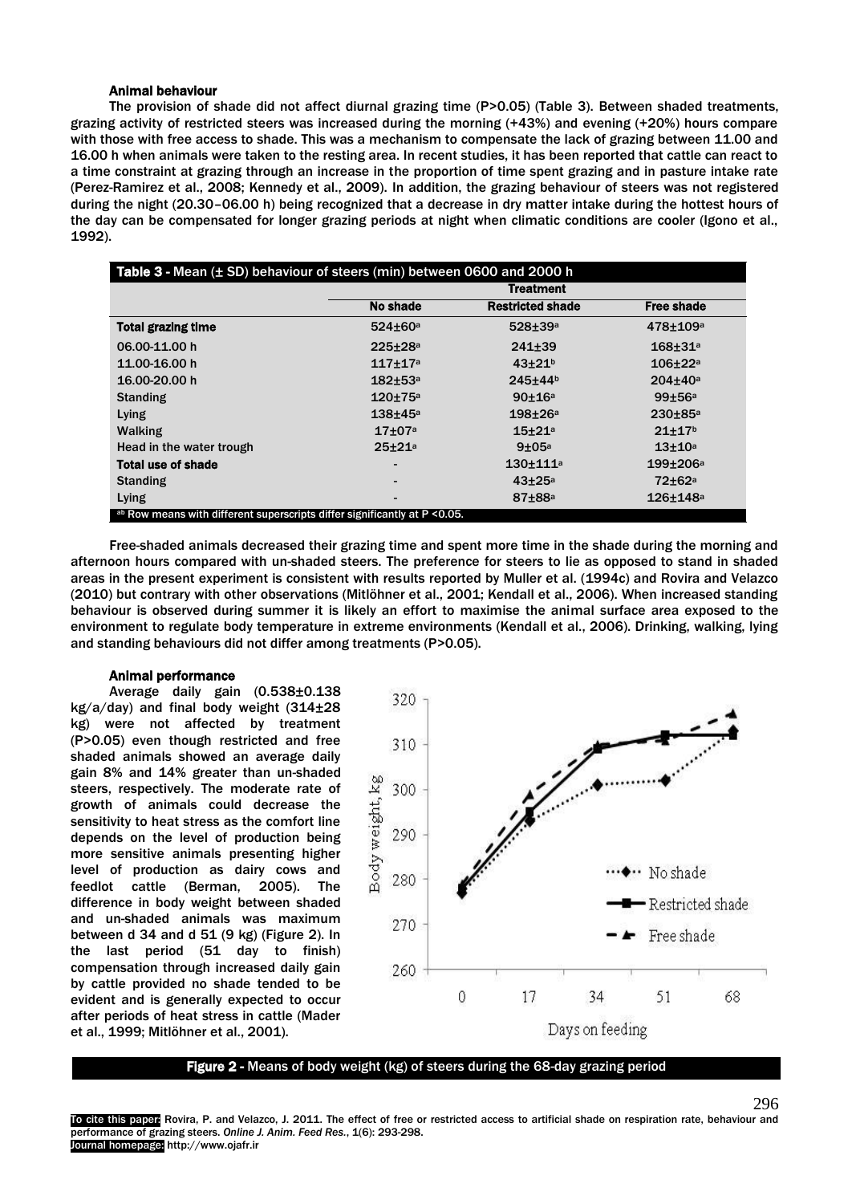### Animal behaviour

The provision of shade did not affect diurnal grazing time (P>0.05) (Table 3). Between shaded treatments, grazing activity of restricted steers was increased during the morning (+43%) and evening (+20%) hours compare with those with free access to shade. This was a mechanism to compensate the lack of grazing between 11.00 and 16.00 h when animals were taken to the resting area. In recent studies, it has been reported that cattle can react to a time constraint at grazing through an increase in the proportion of time spent grazing and in pasture intake rate (Perez-Ramirez et al., 2008; Kennedy et al., 2009). In addition, the grazing behaviour of steers was not registered during the night (20.30–06.00 h) being recognized that a decrease in dry matter intake during the hottest hours of the day can be compensated for longer grazing periods at night when climatic conditions are cooler (Igono et al., 1992).

**Table 3 -** Mean (± SD) behaviour of steers (min) between 0600 and 2000 h

| | Treatment | | |
|---|---|---|---|
| | No shade | Restricted shade | Free shade |
| **Total grazing time** | 524±60[a] | 528±39[a] | 478±109[a] |
| 06.00-11.00 h | 225±28[a] | 241±39 | 168±31[a] |
| 11.00-16.00 h | 117±17[a] | 43±21[b] | 106±22[a] |
| 16.00-20.00 h | 182±53[a] | 245±44[b] | 204±40[a] |
| Standing | 120±75[a] | 90±16[a] | 99±56[a] |
| Lying | 138±45[a] | 198±26[a] | 230±85[a] |
| Walking | 17±07[a] | 15±21[a] | 21±17[b] |
| Head in the water trough | 25±21[a] | 9±05[a] | 13±10[a] |
| **Total use of shade** | - | 130±111[a] | 199±206[a] |
| Standing | - | 43±25[a] | 72±62[a] |
| Lying | - | 87±88[a] | 126±148[a] |

[ab] Row means with different superscripts differ significantly at P <0.05.

Free-shaded animals decreased their grazing time and spent more time in the shade during the morning and afternoon hours compared with un-shaded steers. The preference for steers to lie as opposed to stand in shaded areas in the present experiment is consistent with results reported by Muller et al. (1994c) and Rovira and Velazco (2010) but contrary with other observations (Mitlöhner et al., 2001; Kendall et al., 2006). When increased standing behaviour is observed during summer it is likely an effort to maximise the animal surface area exposed to the environment to regulate body temperature in extreme environments (Kendall et al., 2006). Drinking, walking, lying and standing behaviours did not differ among treatments (P>0.05).

### Animal performance

Average daily gain (0.538±0.138 kg/a/day) and final body weight (314±28 kg) were not affected by treatment (P>0.05) even though restricted and free shaded animals showed an average daily gain 8% and 14% greater than un-shaded steers, respectively. The moderate rate of growth of animals could decrease the sensitivity to heat stress as the comfort line depends on the level of production being more sensitive animals presenting higher level of production as dairy cows and feedlot cattle (Berman, 2005). The difference in body weight between shaded and un-shaded animals was maximum between d 34 and d 51 (9 kg) (Figure 2). In the last period (51 day to finish) compensation through increased daily gain by cattle provided no shade tended to be evident and is generally expected to occur after periods of heat stress in cattle (Mader et al., 1999; Mitlöhner et al., 2001).

**Figure 2 -** Means of body weight (kg) of steers during the 68-day grazing period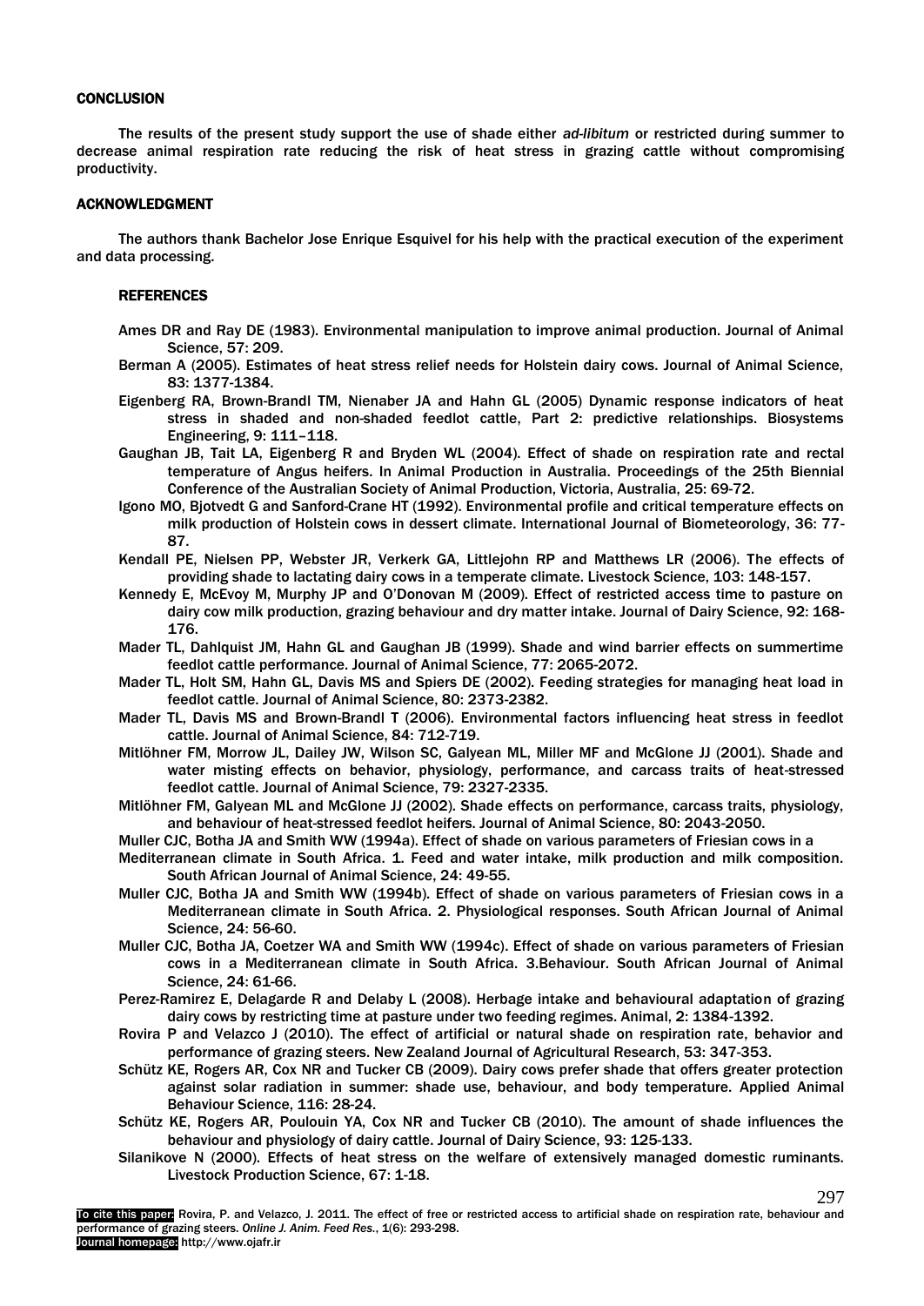## CONCLUSION

The results of the present study support the use of shade either *ad-libitum* or restricted during summer to decrease animal respiration rate reducing the risk of heat stress in grazing cattle without compromising productivity.

## ACKNOWLEDGMENT

The authors thank Bachelor Jose Enrique Esquivel for his help with the practical execution of the experiment and data processing.

## REFERENCES

Ames DR and Ray DE (1983). Environmental manipulation to improve animal production. Journal of Animal Science, 57: 209.

Berman A (2005). Estimates of heat stress relief needs for Holstein dairy cows. Journal of Animal Science, 83: 1377-1384.

Eigenberg RA, Brown-Brandl TM, Nienaber JA and Hahn GL (2005) Dynamic response indicators of heat stress in shaded and non-shaded feedlot cattle, Part 2: predictive relationships. Biosystems Engineering, 9: 111–118.

Gaughan JB, Tait LA, Eigenberg R and Bryden WL (2004). Effect of shade on respiration rate and rectal temperature of Angus heifers. In Animal Production in Australia. Proceedings of the 25th Biennial Conference of the Australian Society of Animal Production, Victoria, Australia, 25: 69-72.

Igono MO, Bjotvedt G and Sanford-Crane HT (1992). Environmental profile and critical temperature effects on milk production of Holstein cows in dessert climate. International Journal of Biometeorology, 36: 77-87.

Kendall PE, Nielsen PP, Webster JR, Verkerk GA, Littlejohn RP and Matthews LR (2006). The effects of providing shade to lactating dairy cows in a temperate climate. Livestock Science, 103: 148-157.

Kennedy E, McEvoy M, Murphy JP and O'Donovan M (2009). Effect of restricted access time to pasture on dairy cow milk production, grazing behaviour and dry matter intake. Journal of Dairy Science, 92: 168-176.

Mader TL, Dahlquist JM, Hahn GL and Gaughan JB (1999). Shade and wind barrier effects on summertime feedlot cattle performance. Journal of Animal Science, 77: 2065-2072.

Mader TL, Holt SM, Hahn GL, Davis MS and Spiers DE (2002). Feeding strategies for managing heat load in feedlot cattle. Journal of Animal Science, 80: 2373-2382.

Mader TL, Davis MS and Brown-Brandl T (2006). Environmental factors influencing heat stress in feedlot cattle. Journal of Animal Science, 84: 712-719.

Mitlöhner FM, Morrow JL, Dailey JW, Wilson SC, Galyean ML, Miller MF and McGlone JJ (2001). Shade and water misting effects on behavior, physiology, performance, and carcass traits of heat-stressed feedlot cattle. Journal of Animal Science, 79: 2327-2335.

Mitlöhner FM, Galyean ML and McGlone JJ (2002). Shade effects on performance, carcass traits, physiology, and behaviour of heat-stressed feedlot heifers. Journal of Animal Science, 80: 2043-2050.

Muller CJC, Botha JA and Smith WW (1994a). Effect of shade on various parameters of Friesian cows in a Mediterranean climate in South Africa. 1. Feed and water intake, milk production and milk composition. South African Journal of Animal Science, 24: 49-55.

Muller CJC, Botha JA and Smith WW (1994b). Effect of shade on various parameters of Friesian cows in a Mediterranean climate in South Africa. 2. Physiological responses. South African Journal of Animal Science, 24: 56-60.

Muller CJC, Botha JA, Coetzer WA and Smith WW (1994c). Effect of shade on various parameters of Friesian cows in a Mediterranean climate in South Africa. 3.Behaviour. South African Journal of Animal Science, 24: 61-66.

Perez-Ramirez E, Delagarde R and Delaby L (2008). Herbage intake and behavioural adaptation of grazing dairy cows by restricting time at pasture under two feeding regimes. Animal, 2: 1384-1392.

Rovira P and Velazco J (2010). The effect of artificial or natural shade on respiration rate, behavior and performance of grazing steers. New Zealand Journal of Agricultural Research, 53: 347-353.

Schütz KE, Rogers AR, Cox NR and Tucker CB (2009). Dairy cows prefer shade that offers greater protection against solar radiation in summer: shade use, behaviour, and body temperature. Applied Animal Behaviour Science, 116: 28-24.

Schütz KE, Rogers AR, Poulouin YA, Cox NR and Tucker CB (2010). The amount of shade influences the behaviour and physiology of dairy cattle. Journal of Dairy Science, 93: 125-133.

Silanikove N (2000). Effects of heat stress on the welfare of extensively managed domestic ruminants. Livestock Production Science, 67: 1-18.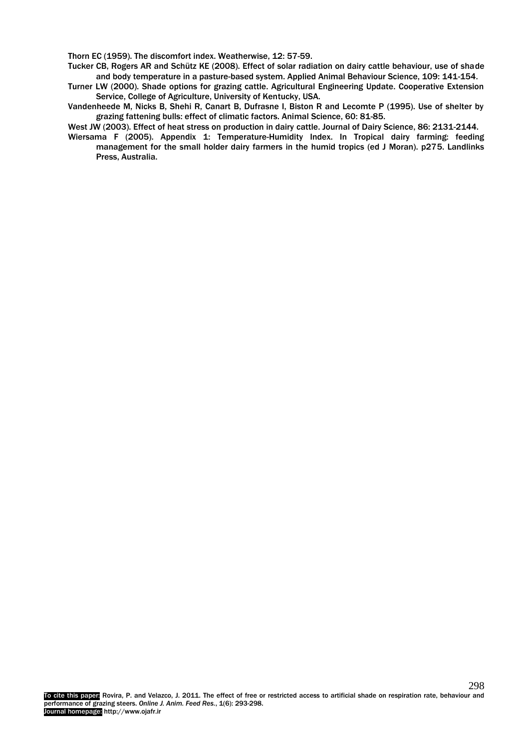Thorn EC (1959). The discomfort index. Weatherwise, 12: 57-59.

Tucker CB, Rogers AR and Schütz KE (2008). Effect of solar radiation on dairy cattle behaviour, use of shade and body temperature in a pasture-based system. Applied Animal Behaviour Science, 109: 141-154.

Turner LW (2000). Shade options for grazing cattle. Agricultural Engineering Update. Cooperative Extension Service, College of Agriculture, University of Kentucky, USA.

Vandenheede M, Nicks B, Shehi R, Canart B, Dufrasne I, Biston R and Lecomte P (1995). Use of shelter by grazing fattening bulls: effect of climatic factors. Animal Science, 60: 81-85.

West JW (2003). Effect of heat stress on production in dairy cattle. Journal of Dairy Science, 86: 2131-2144.

Wiersama F (2005). Appendix 1: Temperature-Humidity Index. In Tropical dairy farming: feeding management for the small holder dairy farmers in the humid tropics (ed J Moran). p275. Landlinks Press, Australia.